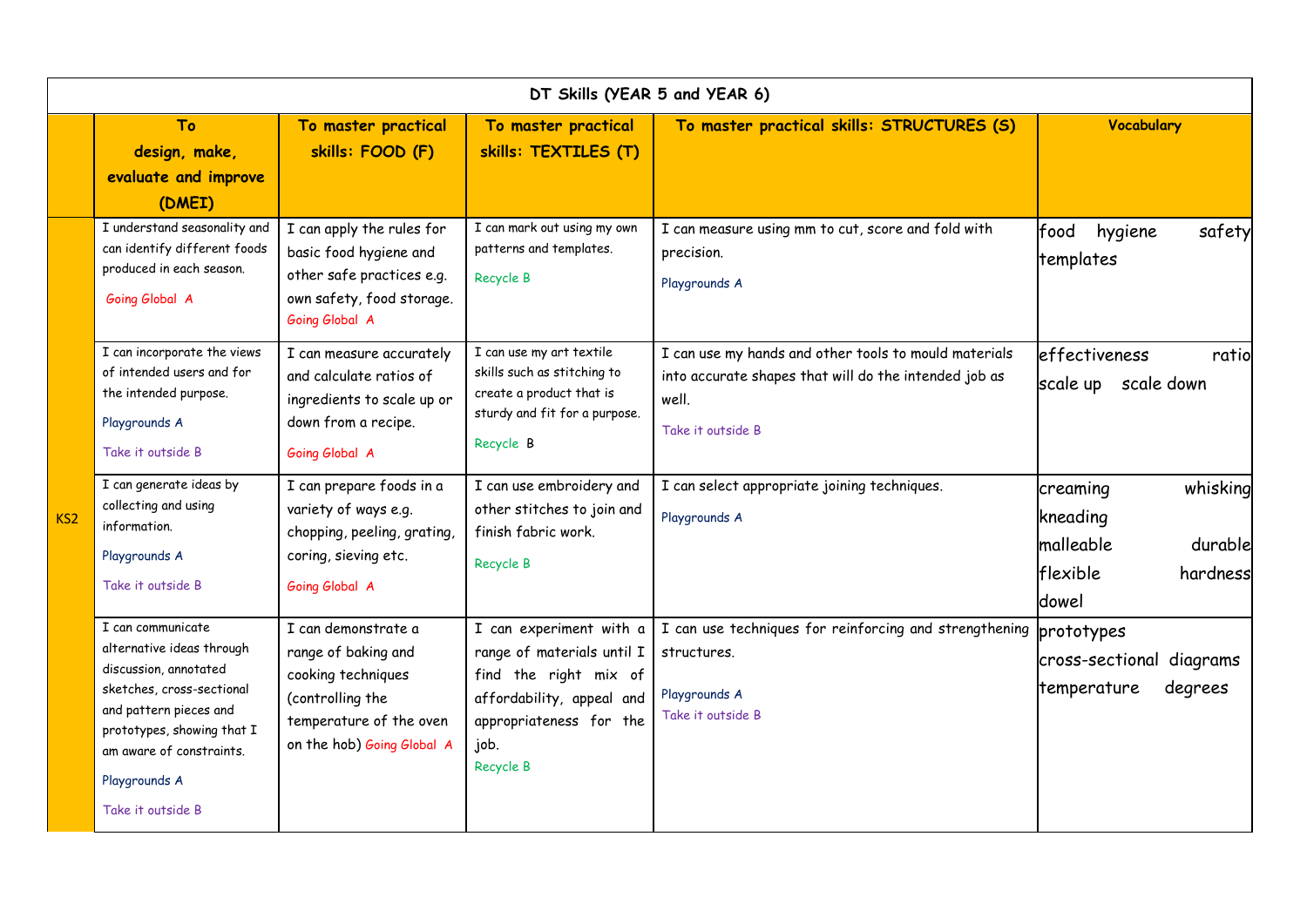| DT Skills (YEAR 5 and YEAR 6) | | | | | |
|---|---|---|---|---|---|
| | To design, make, evaluate and improve (DMEI) | To master practical skills: FOOD (F) | To master practical skills: TEXTILES (T) | To master practical skills: STRUCTURES (S) | Vocabulary |
| KS2 | I understand seasonality and can identify different foods produced in each season. Going Global A | I can apply the rules for basic food hygiene and other safe practices e.g. own safety, food storage. Going Global A | I can mark out using my own patterns and templates. Recycle B | I can measure using mm to cut, score and fold with precision. Playgrounds A | food hygiene safety templates |
| | I can incorporate the views of intended users and for the intended purpose. Playgrounds A Take it outside B | I can measure accurately and calculate ratios of ingredients to scale up or down from a recipe. Going Global A | I can use my art textile skills such as stitching to create a product that is sturdy and fit for a purpose. Recycle B | I can use my hands and other tools to mould materials into accurate shapes that will do the intended job as well. Take it outside B | effectiveness ratio scale up scale down |
| | I can generate ideas by collecting and using information. Playgrounds A Take it outside B | I can prepare foods in a variety of ways e.g. chopping, peeling, grating, coring, sieving etc. Going Global A | I can use embroidery and other stitches to join and finish fabric work. Recycle B | I can select appropriate joining techniques. Playgrounds A | creaming whisking kneading malleable durable flexible hardness dowel |
| | I can communicate alternative ideas through discussion, annotated sketches, cross-sectional and pattern pieces and prototypes, showing that I am aware of constraints. Playgrounds A Take it outside B | I can demonstrate a range of baking and cooking techniques (controlling the temperature of the oven on the hob) Going Global A | I can experiment with a range of materials until I find the right mix of affordability, appeal and appropriateness for the job. Recycle B | I can use techniques for reinforcing and strengthening structures. Playgrounds A Take it outside B | prototypes cross-sectional diagrams temperature degrees |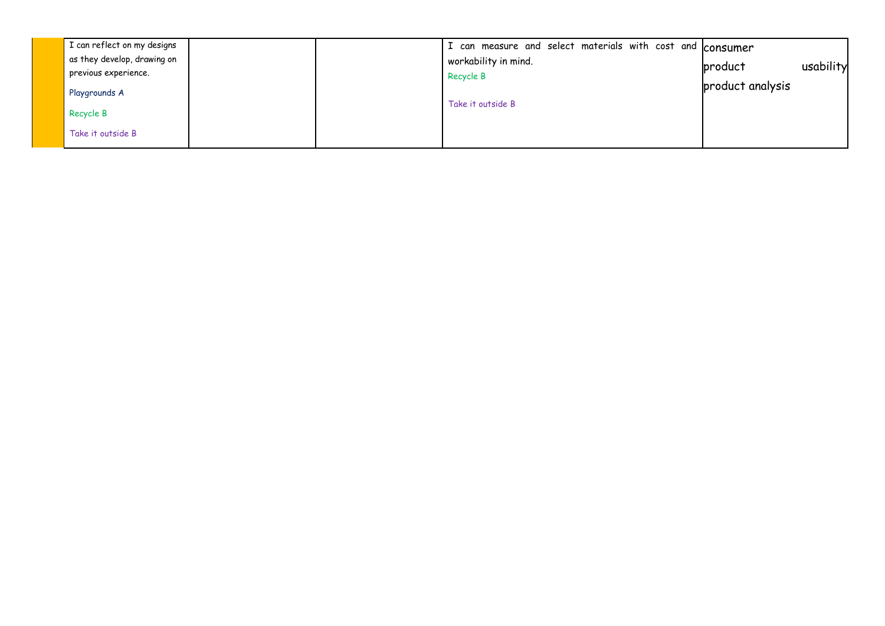| | | | | | |
|---|---|---|---|---|---|
| | I can reflect on my designs as they develop, drawing on previous experience.<br><br>Playgrounds A<br><br>Recycle B<br><br>Take it outside B | | | I can measure and select materials with cost and workability in mind.<br>Recycle B<br><br>Take it outside B | consumer<br>product usability<br>product analysis |